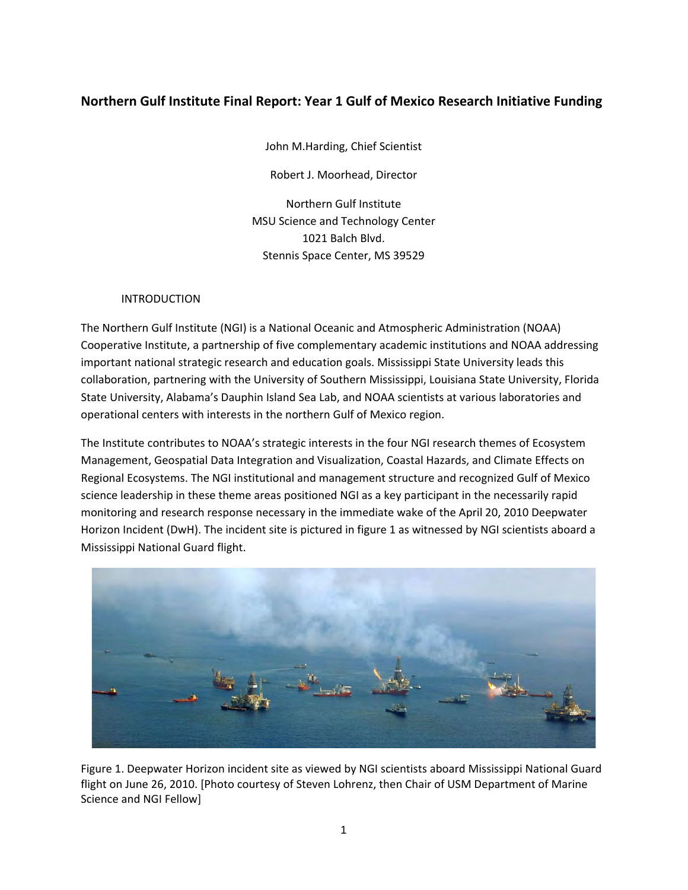# Northern Gulf Institute Final Report: Year 1 Gulf of Mexico Research Initiative Funding

John M.Harding, Chief Scientist

Robert J. Moorhead, Director

Northern Gulf Institute
MSU Science and Technology Center
1021 Balch Blvd.
Stennis Space Center, MS 39529

## INTRODUCTION

The Northern Gulf Institute (NGI) is a National Oceanic and Atmospheric Administration (NOAA) Cooperative Institute, a partnership of five complementary academic institutions and NOAA addressing important national strategic research and education goals. Mississippi State University leads this collaboration, partnering with the University of Southern Mississippi, Louisiana State University, Florida State University, Alabama's Dauphin Island Sea Lab, and NOAA scientists at various laboratories and operational centers with interests in the northern Gulf of Mexico region.

The Institute contributes to NOAA's strategic interests in the four NGI research themes of Ecosystem Management, Geospatial Data Integration and Visualization, Coastal Hazards, and Climate Effects on Regional Ecosystems. The NGI institutional and management structure and recognized Gulf of Mexico science leadership in these theme areas positioned NGI as a key participant in the necessarily rapid monitoring and research response necessary in the immediate wake of the April 20, 2010 Deepwater Horizon Incident (DwH). The incident site is pictured in figure 1 as witnessed by NGI scientists aboard a Mississippi National Guard flight.

Figure 1. Deepwater Horizon incident site as viewed by NGI scientists aboard Mississippi National Guard flight on June 26, 2010. [Photo courtesy of Steven Lohrenz, then Chair of USM Department of Marine Science and NGI Fellow]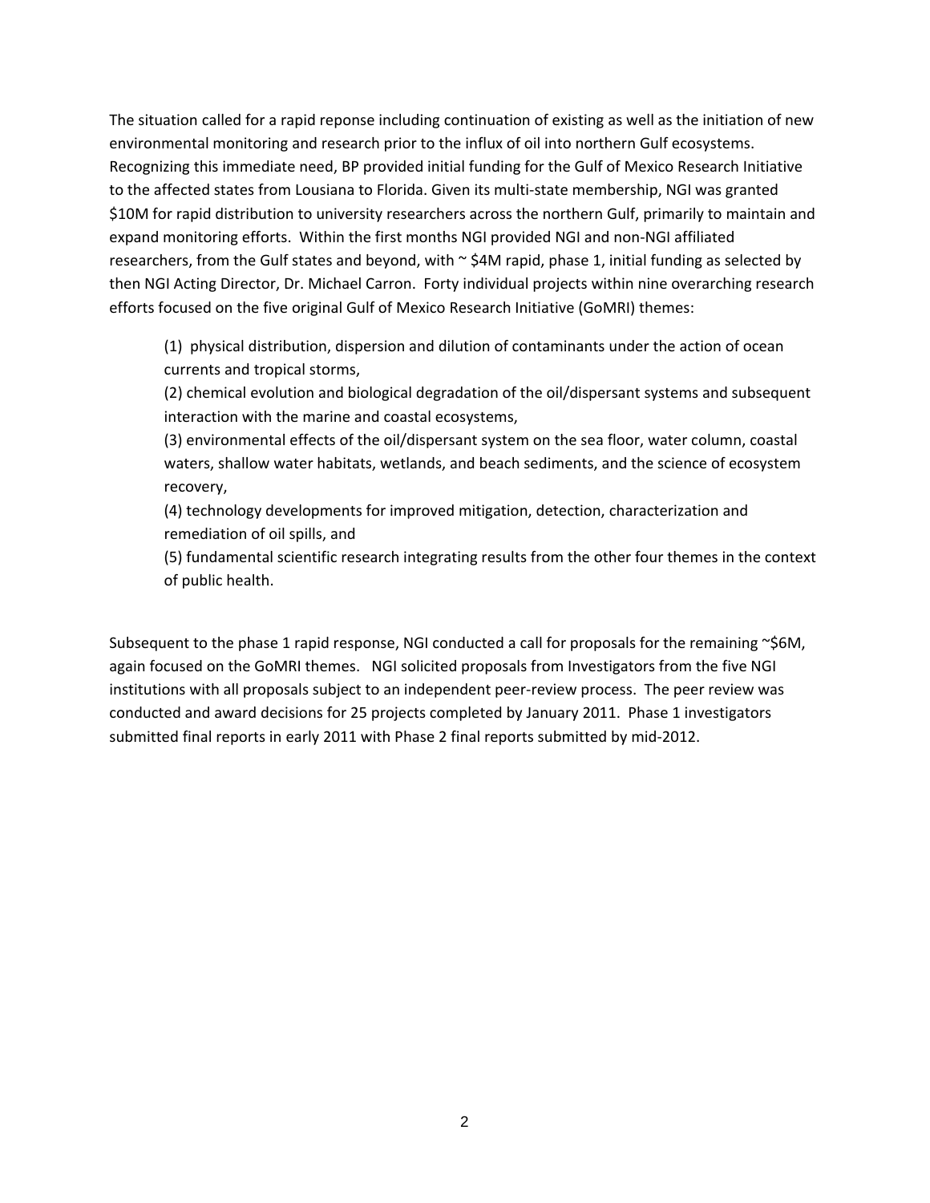The situation called for a rapid reponse including continuation of existing as well as the initiation of new environmental monitoring and research prior to the influx of oil into northern Gulf ecosystems. Recognizing this immediate need, BP provided initial funding for the Gulf of Mexico Research Initiative to the affected states from Lousiana to Florida. Given its multi-state membership, NGI was granted $10M for rapid distribution to university researchers across the northern Gulf, primarily to maintain and expand monitoring efforts. Within the first months NGI provided NGI and non-NGI affiliated researchers, from the Gulf states and beyond, with ~ $4M rapid, phase 1, initial funding as selected by then NGI Acting Director, Dr. Michael Carron. Forty individual projects within nine overarching research efforts focused on the five original Gulf of Mexico Research Initiative (GoMRI) themes:

(1) physical distribution, dispersion and dilution of contaminants under the action of ocean currents and tropical storms,

(2) chemical evolution and biological degradation of the oil/dispersant systems and subsequent interaction with the marine and coastal ecosystems,

(3) environmental effects of the oil/dispersant system on the sea floor, water column, coastal waters, shallow water habitats, wetlands, and beach sediments, and the science of ecosystem recovery,

(4) technology developments for improved mitigation, detection, characterization and remediation of oil spills, and

(5) fundamental scientific research integrating results from the other four themes in the context of public health.

Subsequent to the phase 1 rapid response, NGI conducted a call for proposals for the remaining ~$6M, again focused on the GoMRI themes. NGI solicited proposals from Investigators from the five NGI institutions with all proposals subject to an independent peer-review process. The peer review was conducted and award decisions for 25 projects completed by January 2011. Phase 1 investigators submitted final reports in early 2011 with Phase 2 final reports submitted by mid-2012.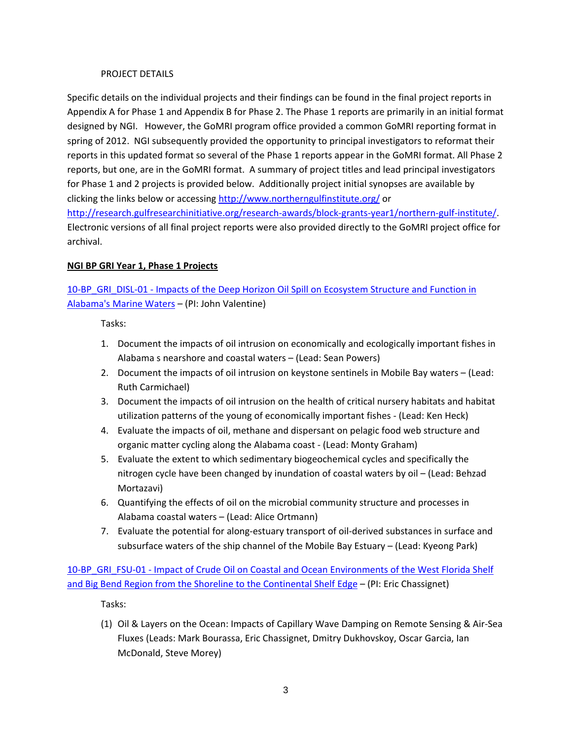PROJECT DETAILS

Specific details on the individual projects and their findings can be found in the final project reports in Appendix A for Phase 1 and Appendix B for Phase 2. The Phase 1 reports are primarily in an initial format designed by NGI. However, the GoMRI program office provided a common GoMRI reporting format in spring of 2012. NGI subsequently provided the opportunity to principal investigators to reformat their reports in this updated format so several of the Phase 1 reports appear in the GoMRI format. All Phase 2 reports, but one, are in the GoMRI format. A summary of project titles and lead principal investigators for Phase 1 and 2 projects is provided below. Additionally project initial synopses are available by clicking the links below or accessing http://www.northerngulfinstitute.org/ or http://research.gulfresearchinitiative.org/research-awards/block-grants-year1/northern-gulf-institute/. Electronic versions of all final project reports were also provided directly to the GoMRI project office for archival.

**NGI BP GRI Year 1, Phase 1 Projects**

10-BP_GRI_DISL-01 - Impacts of the Deep Horizon Oil Spill on Ecosystem Structure and Function in Alabama's Marine Waters – (PI: John Valentine)

Tasks:

1. Document the impacts of oil intrusion on economically and ecologically important fishes in Alabama s nearshore and coastal waters – (Lead: Sean Powers)
2. Document the impacts of oil intrusion on keystone sentinels in Mobile Bay waters – (Lead: Ruth Carmichael)
3. Document the impacts of oil intrusion on the health of critical nursery habitats and habitat utilization patterns of the young of economically important fishes - (Lead: Ken Heck)
4. Evaluate the impacts of oil, methane and dispersant on pelagic food web structure and organic matter cycling along the Alabama coast - (Lead: Monty Graham)
5. Evaluate the extent to which sedimentary biogeochemical cycles and specifically the nitrogen cycle have been changed by inundation of coastal waters by oil – (Lead: Behzad Mortazavi)
6. Quantifying the effects of oil on the microbial community structure and processes in Alabama coastal waters – (Lead: Alice Ortmann)
7. Evaluate the potential for along-estuary transport of oil-derived substances in surface and subsurface waters of the ship channel of the Mobile Bay Estuary – (Lead: Kyeong Park)

10-BP_GRI_FSU-01 - Impact of Crude Oil on Coastal and Ocean Environments of the West Florida Shelf and Big Bend Region from the Shoreline to the Continental Shelf Edge – (PI: Eric Chassignet)

Tasks:

(1) Oil & Layers on the Ocean: Impacts of Capillary Wave Damping on Remote Sensing & Air-Sea Fluxes (Leads: Mark Bourassa, Eric Chassignet, Dmitry Dukhovskoy, Oscar Garcia, Ian McDonald, Steve Morey)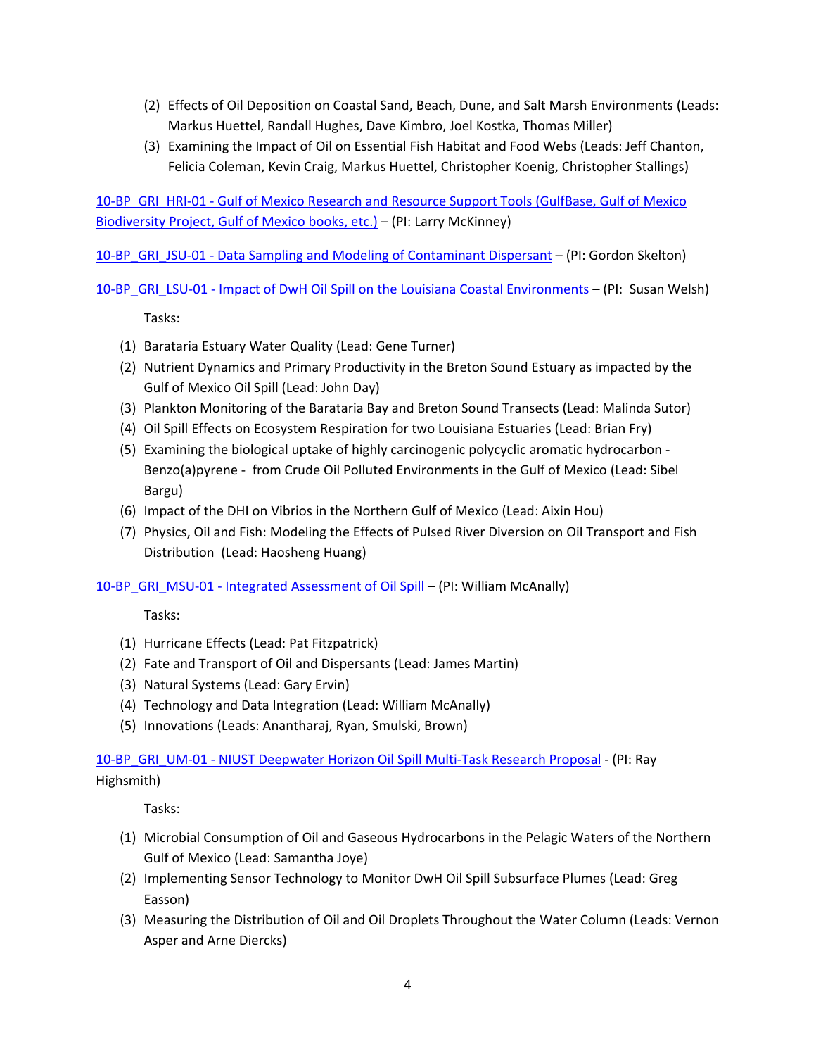(2) Effects of Oil Deposition on Coastal Sand, Beach, Dune, and Salt Marsh Environments (Leads: Markus Huettel, Randall Hughes, Dave Kimbro, Joel Kostka, Thomas Miller)

(3) Examining the Impact of Oil on Essential Fish Habitat and Food Webs (Leads: Jeff Chanton, Felicia Coleman, Kevin Craig, Markus Huettel, Christopher Koenig, Christopher Stallings)

10-BP_GRI_HRI-01 - Gulf of Mexico Research and Resource Support Tools (GulfBase, Gulf of Mexico Biodiversity Project, Gulf of Mexico books, etc.) – (PI: Larry McKinney)

10-BP_GRI_JSU-01 - Data Sampling and Modeling of Contaminant Dispersant – (PI: Gordon Skelton)

10-BP_GRI_LSU-01 - Impact of DwH Oil Spill on the Louisiana Coastal Environments – (PI: Susan Welsh)

Tasks:

(1) Barataria Estuary Water Quality (Lead: Gene Turner)
(2) Nutrient Dynamics and Primary Productivity in the Breton Sound Estuary as impacted by the Gulf of Mexico Oil Spill (Lead: John Day)
(3) Plankton Monitoring of the Barataria Bay and Breton Sound Transects (Lead: Malinda Sutor)
(4) Oil Spill Effects on Ecosystem Respiration for two Louisiana Estuaries (Lead: Brian Fry)
(5) Examining the biological uptake of highly carcinogenic polycyclic aromatic hydrocarbon - Benzo(a)pyrene - from Crude Oil Polluted Environments in the Gulf of Mexico (Lead: Sibel Bargu)
(6) Impact of the DHI on Vibrios in the Northern Gulf of Mexico (Lead: Aixin Hou)
(7) Physics, Oil and Fish: Modeling the Effects of Pulsed River Diversion on Oil Transport and Fish Distribution (Lead: Haosheng Huang)

10-BP_GRI_MSU-01 - Integrated Assessment of Oil Spill – (PI: William McAnally)

Tasks:

(1) Hurricane Effects (Lead: Pat Fitzpatrick)
(2) Fate and Transport of Oil and Dispersants (Lead: James Martin)
(3) Natural Systems (Lead: Gary Ervin)
(4) Technology and Data Integration (Lead: William McAnally)
(5) Innovations (Leads: Anantharaj, Ryan, Smulski, Brown)

10-BP_GRI_UM-01 - NIUST Deepwater Horizon Oil Spill Multi-Task Research Proposal - (PI: Ray Highsmith)

Tasks:

(1) Microbial Consumption of Oil and Gaseous Hydrocarbons in the Pelagic Waters of the Northern Gulf of Mexico (Lead: Samantha Joye)
(2) Implementing Sensor Technology to Monitor DwH Oil Spill Subsurface Plumes (Lead: Greg Easson)
(3) Measuring the Distribution of Oil and Oil Droplets Throughout the Water Column (Leads: Vernon Asper and Arne Diercks)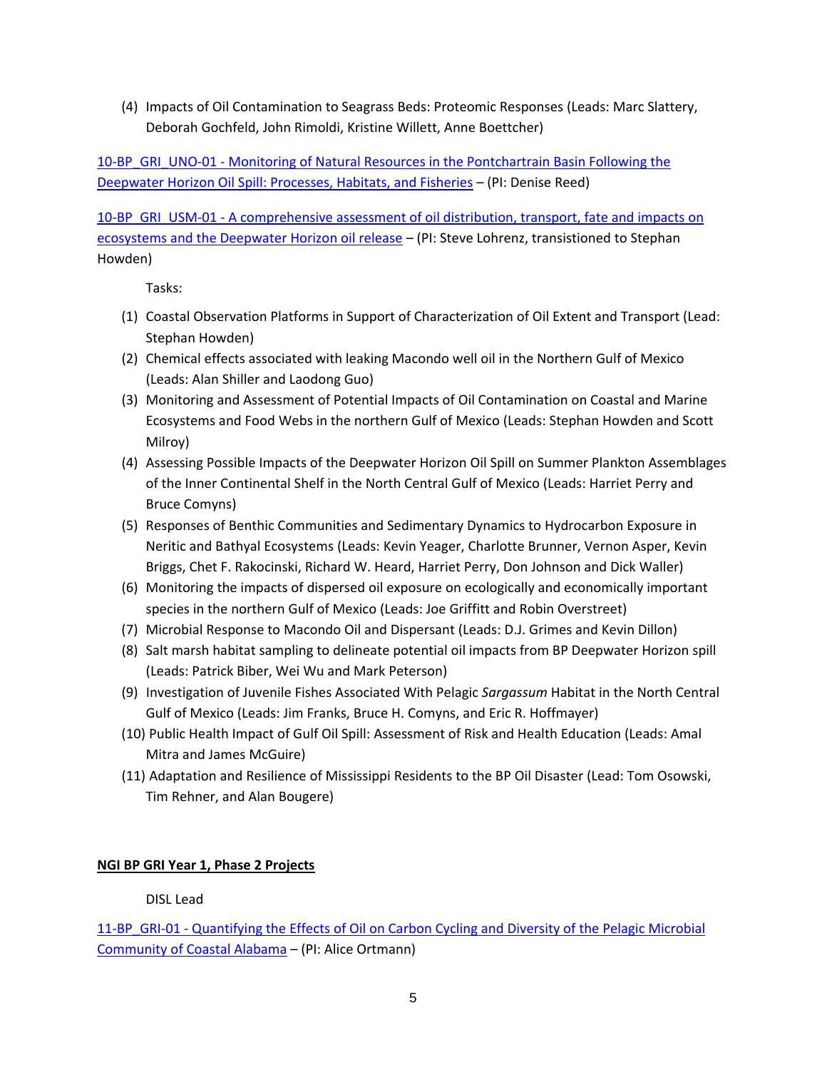(4) Impacts of Oil Contamination to Seagrass Beds: Proteomic Responses (Leads: Marc Slattery, Deborah Gochfeld, John Rimoldi, Kristine Willett, Anne Boettcher)

10-BP_GRI_UNO-01 - Monitoring of Natural Resources in the Pontchartrain Basin Following the Deepwater Horizon Oil Spill: Processes, Habitats, and Fisheries – (PI: Denise Reed)

10-BP_GRI_USM-01 - A comprehensive assessment of oil distribution, transport, fate and impacts on ecosystems and the Deepwater Horizon oil release – (PI: Steve Lohrenz, transistioned to Stephan Howden)

Tasks:

(1) Coastal Observation Platforms in Support of Characterization of Oil Extent and Transport (Lead: Stephan Howden)
(2) Chemical effects associated with leaking Macondo well oil in the Northern Gulf of Mexico (Leads: Alan Shiller and Laodong Guo)
(3) Monitoring and Assessment of Potential Impacts of Oil Contamination on Coastal and Marine Ecosystems and Food Webs in the northern Gulf of Mexico (Leads: Stephan Howden and Scott Milroy)
(4) Assessing Possible Impacts of the Deepwater Horizon Oil Spill on Summer Plankton Assemblages of the Inner Continental Shelf in the North Central Gulf of Mexico (Leads: Harriet Perry and Bruce Comyns)
(5) Responses of Benthic Communities and Sedimentary Dynamics to Hydrocarbon Exposure in Neritic and Bathyal Ecosystems (Leads: Kevin Yeager, Charlotte Brunner, Vernon Asper, Kevin Briggs, Chet F. Rakocinski, Richard W. Heard, Harriet Perry, Don Johnson and Dick Waller)
(6) Monitoring the impacts of dispersed oil exposure on ecologically and economically important species in the northern Gulf of Mexico (Leads: Joe Griffitt and Robin Overstreet)
(7) Microbial Response to Macondo Oil and Dispersant (Leads: D.J. Grimes and Kevin Dillon)
(8) Salt marsh habitat sampling to delineate potential oil impacts from BP Deepwater Horizon spill (Leads: Patrick Biber, Wei Wu and Mark Peterson)
(9) Investigation of Juvenile Fishes Associated With Pelagic *Sargassum* Habitat in the North Central Gulf of Mexico (Leads: Jim Franks, Bruce H. Comyns, and Eric R. Hoffmayer)
(10) Public Health Impact of Gulf Oil Spill: Assessment of Risk and Health Education (Leads: Amal Mitra and James McGuire)
(11) Adaptation and Resilience of Mississippi Residents to the BP Oil Disaster (Lead: Tom Osowski, Tim Rehner, and Alan Bougere)

**NGI BP GRI Year 1, Phase 2 Projects**

DISL Lead

11-BP_GRI-01 - Quantifying the Effects of Oil on Carbon Cycling and Diversity of the Pelagic Microbial Community of Coastal Alabama – (PI: Alice Ortmann)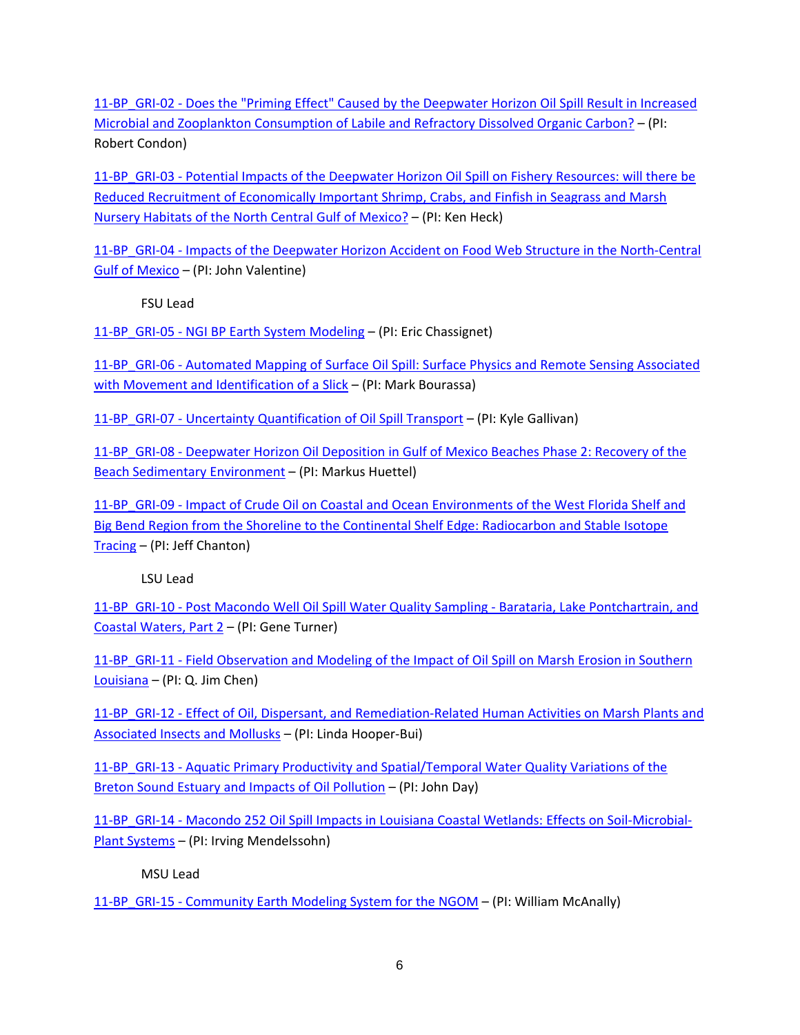11-BP_GRI-02 - Does the "Priming Effect" Caused by the Deepwater Horizon Oil Spill Result in Increased Microbial and Zooplankton Consumption of Labile and Refractory Dissolved Organic Carbon? – (PI: Robert Condon)

11-BP_GRI-03 - Potential Impacts of the Deepwater Horizon Oil Spill on Fishery Resources: will there be Reduced Recruitment of Economically Important Shrimp, Crabs, and Finfish in Seagrass and Marsh Nursery Habitats of the North Central Gulf of Mexico? – (PI: Ken Heck)

11-BP_GRI-04 - Impacts of the Deepwater Horizon Accident on Food Web Structure in the North-Central Gulf of Mexico – (PI: John Valentine)

FSU Lead

11-BP_GRI-05 - NGI BP Earth System Modeling – (PI: Eric Chassignet)

11-BP_GRI-06 - Automated Mapping of Surface Oil Spill: Surface Physics and Remote Sensing Associated with Movement and Identification of a Slick – (PI: Mark Bourassa)

11-BP_GRI-07 - Uncertainty Quantification of Oil Spill Transport – (PI: Kyle Gallivan)

11-BP_GRI-08 - Deepwater Horizon Oil Deposition in Gulf of Mexico Beaches Phase 2: Recovery of the Beach Sedimentary Environment – (PI: Markus Huettel)

11-BP_GRI-09 - Impact of Crude Oil on Coastal and Ocean Environments of the West Florida Shelf and Big Bend Region from the Shoreline to the Continental Shelf Edge: Radiocarbon and Stable Isotope Tracing – (PI: Jeff Chanton)

LSU Lead

11-BP_GRI-10 - Post Macondo Well Oil Spill Water Quality Sampling - Barataria, Lake Pontchartrain, and Coastal Waters, Part 2 – (PI: Gene Turner)

11-BP_GRI-11 - Field Observation and Modeling of the Impact of Oil Spill on Marsh Erosion in Southern Louisiana – (PI: Q. Jim Chen)

11-BP_GRI-12 - Effect of Oil, Dispersant, and Remediation-Related Human Activities on Marsh Plants and Associated Insects and Mollusks – (PI: Linda Hooper-Bui)

11-BP_GRI-13 - Aquatic Primary Productivity and Spatial/Temporal Water Quality Variations of the Breton Sound Estuary and Impacts of Oil Pollution – (PI: John Day)

11-BP_GRI-14 - Macondo 252 Oil Spill Impacts in Louisiana Coastal Wetlands: Effects on Soil-Microbial-Plant Systems – (PI: Irving Mendelssohn)

MSU Lead

11-BP_GRI-15 - Community Earth Modeling System for the NGOM – (PI: William McAnally)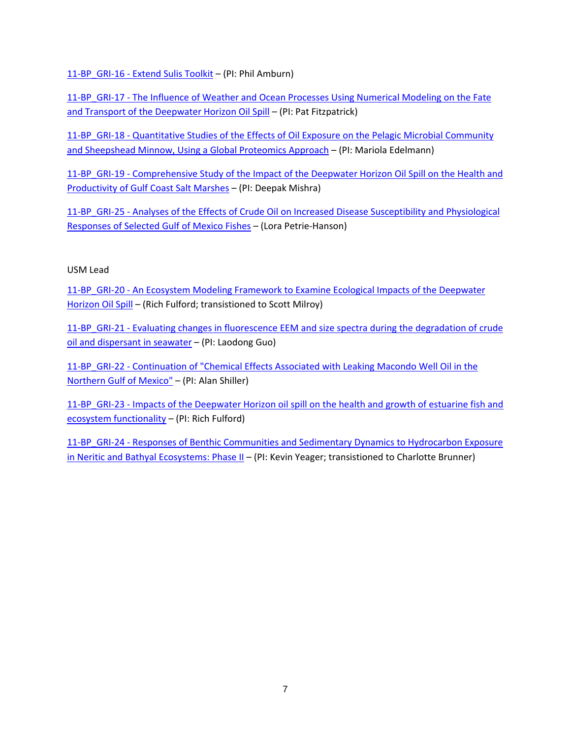11-BP_GRI-16 - Extend Sulis Toolkit – (PI: Phil Amburn)

11-BP_GRI-17 - The Influence of Weather and Ocean Processes Using Numerical Modeling on the Fate and Transport of the Deepwater Horizon Oil Spill – (PI: Pat Fitzpatrick)

11-BP_GRI-18 - Quantitative Studies of the Effects of Oil Exposure on the Pelagic Microbial Community and Sheepshead Minnow, Using a Global Proteomics Approach – (PI: Mariola Edelmann)

11-BP_GRI-19 - Comprehensive Study of the Impact of the Deepwater Horizon Oil Spill on the Health and Productivity of Gulf Coast Salt Marshes – (PI: Deepak Mishra)

11-BP_GRI-25 - Analyses of the Effects of Crude Oil on Increased Disease Susceptibility and Physiological Responses of Selected Gulf of Mexico Fishes – (Lora Petrie-Hanson)

USM Lead

11-BP_GRI-20 - An Ecosystem Modeling Framework to Examine Ecological Impacts of the Deepwater Horizon Oil Spill – (Rich Fulford; transistioned to Scott Milroy)

11-BP_GRI-21 - Evaluating changes in fluorescence EEM and size spectra during the degradation of crude oil and dispersant in seawater – (PI: Laodong Guo)

11-BP_GRI-22 - Continuation of "Chemical Effects Associated with Leaking Macondo Well Oil in the Northern Gulf of Mexico" – (PI: Alan Shiller)

11-BP_GRI-23 - Impacts of the Deepwater Horizon oil spill on the health and growth of estuarine fish and ecosystem functionality – (PI: Rich Fulford)

11-BP_GRI-24 - Responses of Benthic Communities and Sedimentary Dynamics to Hydrocarbon Exposure in Neritic and Bathyal Ecosystems: Phase II – (PI: Kevin Yeager; transitioned to Charlotte Brunner)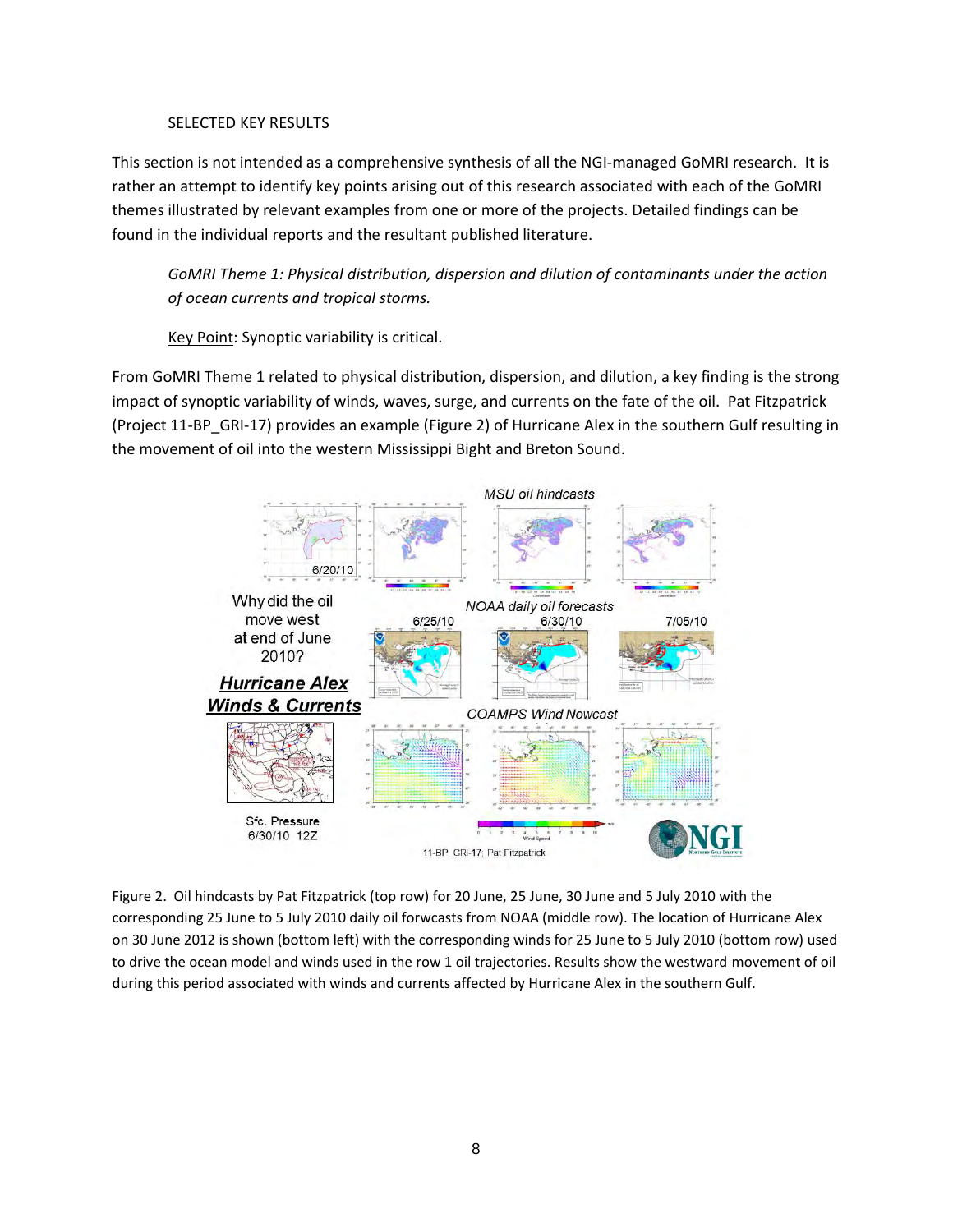SELECTED KEY RESULTS

This section is not intended as a comprehensive synthesis of all the NGI-managed GoMRI research. It is rather an attempt to identify key points arising out of this research associated with each of the GoMRI themes illustrated by relevant examples from one or more of the projects. Detailed findings can be found in the individual reports and the resultant published literature.

*GoMRI Theme 1: Physical distribution, dispersion and dilution of contaminants under the action of ocean currents and tropical storms.*

Key Point: Synoptic variability is critical.

From GoMRI Theme 1 related to physical distribution, dispersion, and dilution, a key finding is the strong impact of synoptic variability of winds, waves, surge, and currents on the fate of the oil. Pat Fitzpatrick (Project 11-BP_GRI-17) provides an example (Figure 2) of Hurricane Alex in the southern Gulf resulting in the movement of oil into the western Mississippi Bight and Breton Sound.

Figure 2. Oil hindcasts by Pat Fitzpatrick (top row) for 20 June, 25 June, 30 June and 5 July 2010 with the corresponding 25 June to 5 July 2010 daily oil forcwasts from NOAA (middle row). The location of Hurricane Alex on 30 June 2012 is shown (bottom left) with the corresponding winds for 25 June to 5 July 2010 (bottom row) used to drive the ocean model and winds used in the row 1 oil trajectories. Results show the westward movement of oil during this period associated with winds and currents affected by Hurricane Alex in the southern Gulf.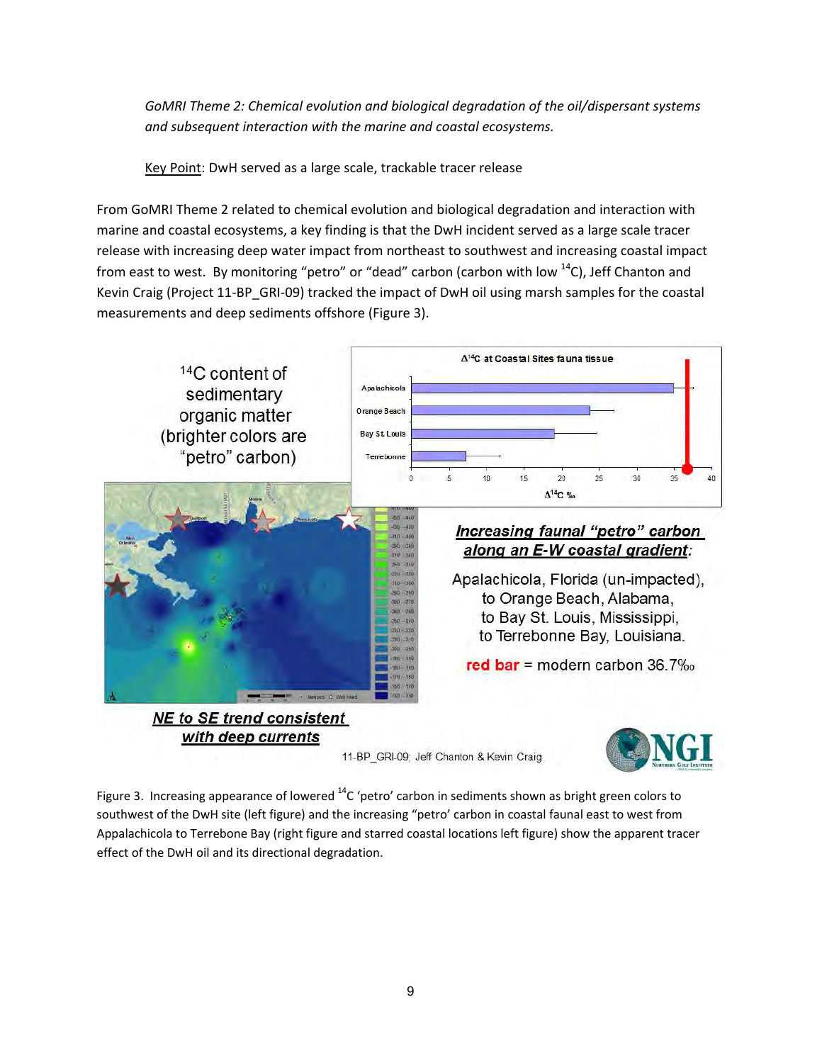*GoMRI Theme 2: Chemical evolution and biological degradation of the oil/dispersant systems and subsequent interaction with the marine and coastal ecosystems.*

Key Point: DwH served as a large scale, trackable tracer release

From GoMRI Theme 2 related to chemical evolution and biological degradation and interaction with marine and coastal ecosystems, a key finding is that the DwH incident served as a large scale tracer release with increasing deep water impact from northeast to southwest and increasing coastal impact from east to west. By monitoring "petro" or "dead" carbon (carbon with low $^{14}C$), Jeff Chanton and Kevin Craig (Project 11-BP_GRI-09) tracked the impact of DwH oil using marsh samples for the coastal measurements and deep sediments offshore (Figure 3).

Figure 3. Increasing appearance of lowered $^{14}C$ 'petro' carbon in sediments shown as bright green colors to southwest of the DwH site (left figure) and the increasing "petro" carbon in coastal faunal east to west from Appalachicola to Terrebone Bay (right figure and starred coastal locations left figure) show the apparent tracer effect of the DwH oil and its directional degradation.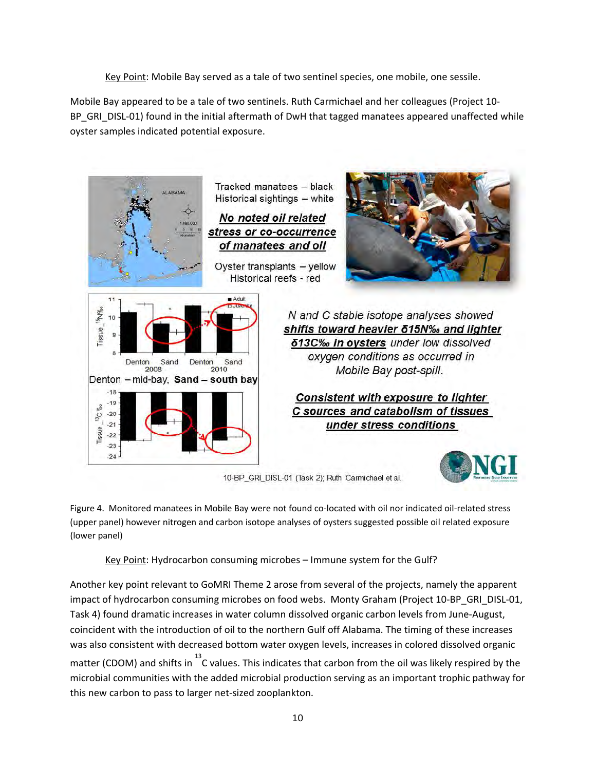Key Point: Mobile Bay served as a tale of two sentinel species, one mobile, one sessile.

Mobile Bay appeared to be a tale of two sentinels. Ruth Carmichael and her colleagues (Project 10-BP_GRI_DISL-01) found in the initial aftermath of DwH that tagged manatees appeared unaffected while oyster samples indicated potential exposure.

Tracked manatees – black
Historical sightings – white

**No noted oil related stress or co-occurrence of manatees and oil**

Oyster transplants – yellow
Historical reefs - red

Denton – mid-bay, **Sand – south bay**

*N and C stable isotope analyses showed* ***shifts toward heavier δ15N‰ and lighter δ13C‰ in oysters*** *under low dissolved oxygen conditions as occurred in Mobile Bay post-spill.*

***Consistent with exposure to lighter C sources and catabolism of tissues under stress conditions***

10-BP_GRI_DISL-01 (Task 2); Ruth Carmichael et al.

Figure 4. Monitored manatees in Mobile Bay were not found co-located with oil nor indicated oil-related stress (upper panel) however nitrogen and carbon isotope analyses of oysters suggested possible oil related exposure (lower panel)

Key Point: Hydrocarbon consuming microbes – Immune system for the Gulf?

Another key point relevant to GoMRI Theme 2 arose from several of the projects, namely the apparent impact of hydrocarbon consuming microbes on food webs. Monty Graham (Project 10-BP_GRI_DISL-01, Task 4) found dramatic increases in water column dissolved organic carbon levels from June-August, coincident with the introduction of oil to the northern Gulf off Alabama. The timing of these increases was also consistent with decreased bottom water oxygen levels, increases in colored dissolved organic matter (CDOM) and shifts in $^{13}C$ values. This indicates that carbon from the oil was likely respired by the microbial communities with the added microbial production serving as an important trophic pathway for this new carbon to pass to larger net-sized zooplankton.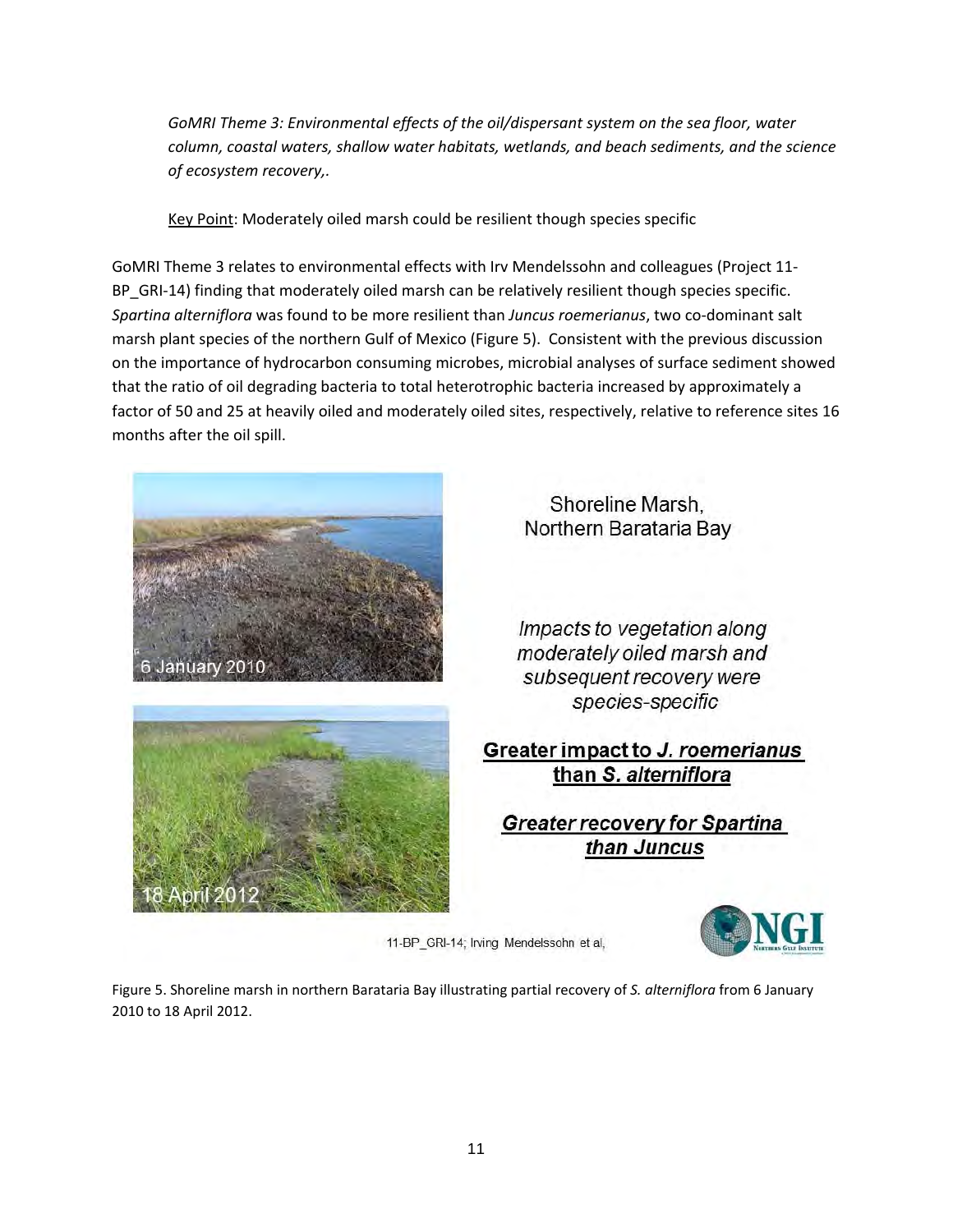*GoMRI Theme 3: Environmental effects of the oil/dispersant system on the sea floor, water column, coastal waters, shallow water habitats, wetlands, and beach sediments, and the science of ecosystem recovery,.*

Key Point: Moderately oiled marsh could be resilient though species specific

GoMRI Theme 3 relates to environmental effects with Irv Mendelssohn and colleagues (Project 11-BP_GRI-14) finding that moderately oiled marsh can be relatively resilient though species specific. *Spartina alterniflora* was found to be more resilient than *Juncus roemerianus*, two co-dominant salt marsh plant species of the northern Gulf of Mexico (Figure 5). Consistent with the previous discussion on the importance of hydrocarbon consuming microbes, microbial analyses of surface sediment showed that the ratio of oil degrading bacteria to total heterotrophic bacteria increased by approximately a factor of 50 and 25 at heavily oiled and moderately oiled sites, respectively, relative to reference sites 16 months after the oil spill.

6 January 2010

18 April 2012

Shoreline Marsh, Northern Barataria Bay

*Impacts to vegetation along moderately oiled marsh and subsequent recovery were species-specific*

**Greater impact to *J. roemerianus* than *S. alterniflora***

***Greater recovery for Spartina than Juncus***

11-BP_GRI-14; Irving Mendelssohn et al,

NGI Northern Gulf Institute

Figure 5. Shoreline marsh in northern Barataria Bay illustrating partial recovery of *S. alterniflora* from 6 January 2010 to 18 April 2012.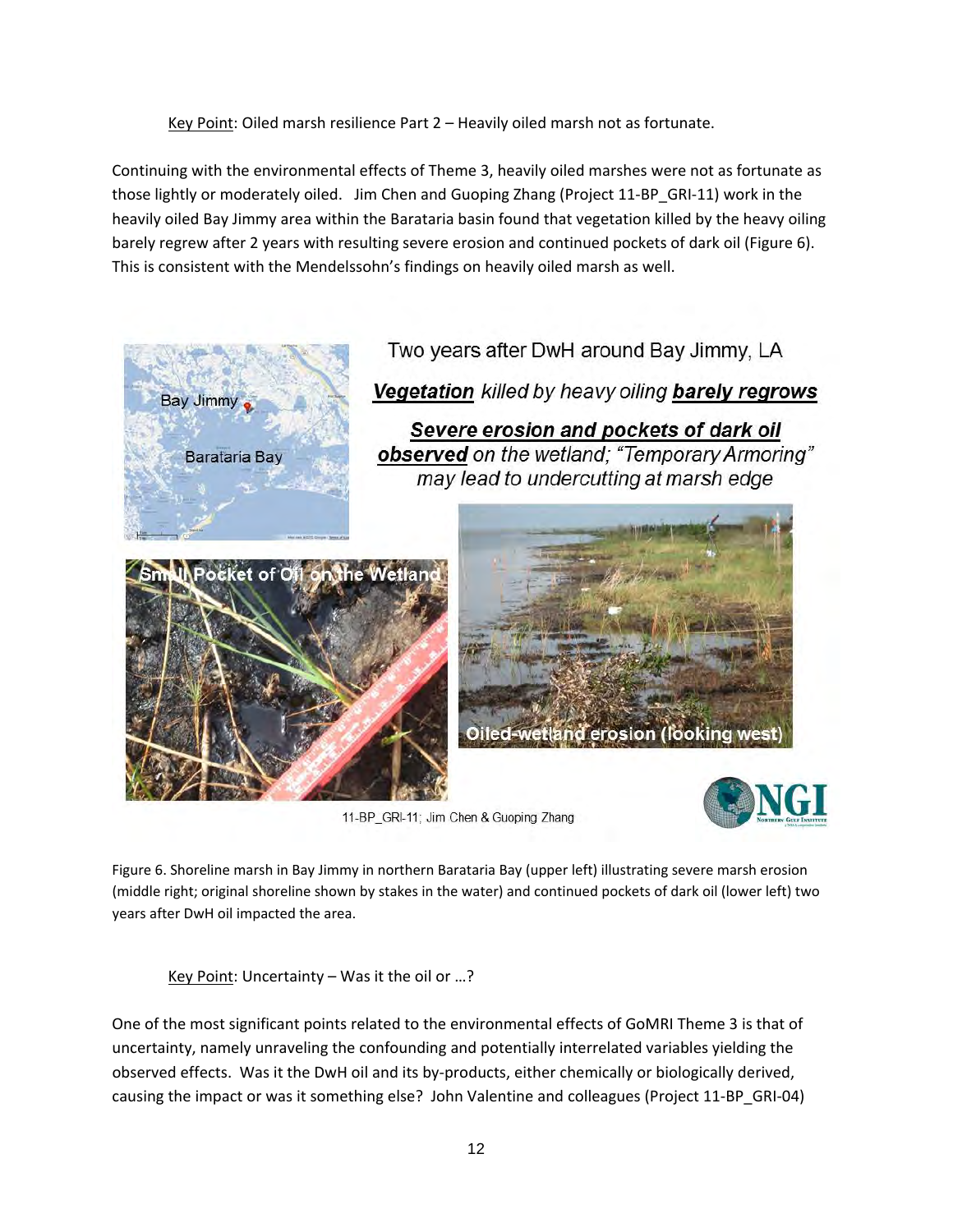Key Point: Oiled marsh resilience Part 2 – Heavily oiled marsh not as fortunate.

Continuing with the environmental effects of Theme 3, heavily oiled marshes were not as fortunate as those lightly or moderately oiled. Jim Chen and Guoping Zhang (Project 11-BP_GRI-11) work in the heavily oiled Bay Jimmy area within the Barataria basin found that vegetation killed by the heavy oiling barely regrew after 2 years with resulting severe erosion and continued pockets of dark oil (Figure 6). This is consistent with the Mendelssohn's findings on heavily oiled marsh as well.

Two years after DwH around Bay Jimmy, LA

***Vegetation** killed by heavy oiling **barely regrows***

***Severe erosion and pockets of dark oil observed** on the wetland; "Temporary Armoring" may lead to undercutting at marsh edge*

Bay Jimmy

Barataria Bay

Small Pocket of Oil on the Wetland

Oiled-wetland erosion (looking west)

11-BP_GRI-11; Jim Chen & Guoping Zhang

NGI

Figure 6. Shoreline marsh in Bay Jimmy in northern Barataria Bay (upper left) illustrating severe marsh erosion (middle right; original shoreline shown by stakes in the water) and continued pockets of dark oil (lower left) two years after DwH oil impacted the area.

Key Point: Uncertainty – Was it the oil or …?

One of the most significant points related to the environmental effects of GoMRI Theme 3 is that of uncertainty, namely unraveling the confounding and potentially interrelated variables yielding the observed effects. Was it the DwH oil and its by-products, either chemically or biologically derived, causing the impact or was it something else? John Valentine and colleagues (Project 11-BP_GRI-04)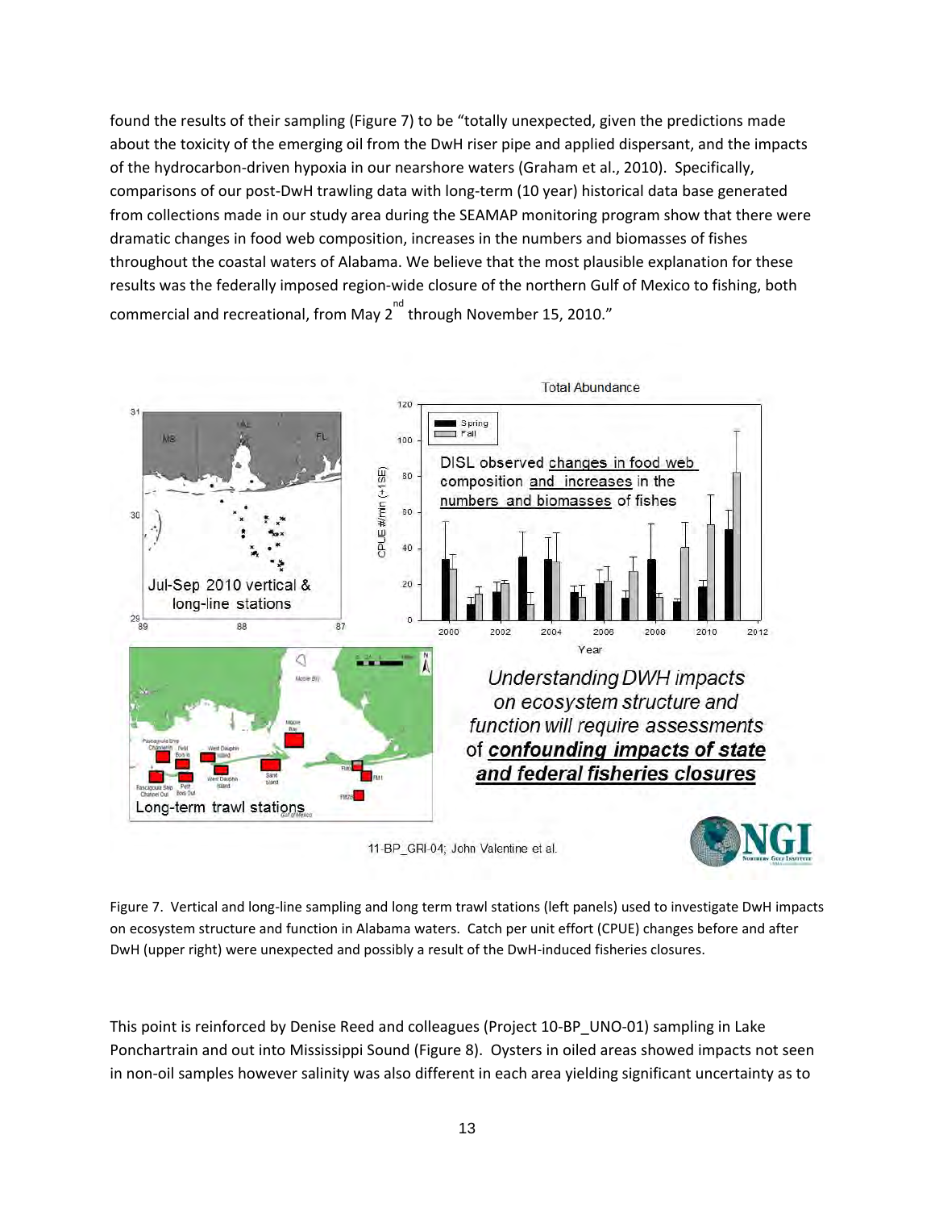found the results of their sampling (Figure 7) to be "totally unexpected, given the predictions made about the toxicity of the emerging oil from the DwH riser pipe and applied dispersant, and the impacts of the hydrocarbon-driven hypoxia in our nearshore waters (Graham et al., 2010). Specifically, comparisons of our post-DwH trawling data with long-term (10 year) historical data base generated from collections made in our study area during the SEAMAP monitoring program show that there were dramatic changes in food web composition, increases in the numbers and biomasses of fishes throughout the coastal waters of Alabama. We believe that the most plausible explanation for these results was the federally imposed region-wide closure of the northern Gulf of Mexico to fishing, both commercial and recreational, from May 2[nd] through November 15, 2010."

Figure 7. Vertical and long-line sampling and long term trawl stations (left panels) used to investigate DwH impacts on ecosystem structure and function in Alabama waters. Catch per unit effort (CPUE) changes before and after DwH (upper right) were unexpected and possibly a result of the DwH-induced fisheries closures.

This point is reinforced by Denise Reed and colleagues (Project 10-BP_UNO-01) sampling in Lake Ponchartrain and out into Mississippi Sound (Figure 8). Oysters in oiled areas showed impacts not seen in non-oil samples however salinity was also different in each area yielding significant uncertainty as to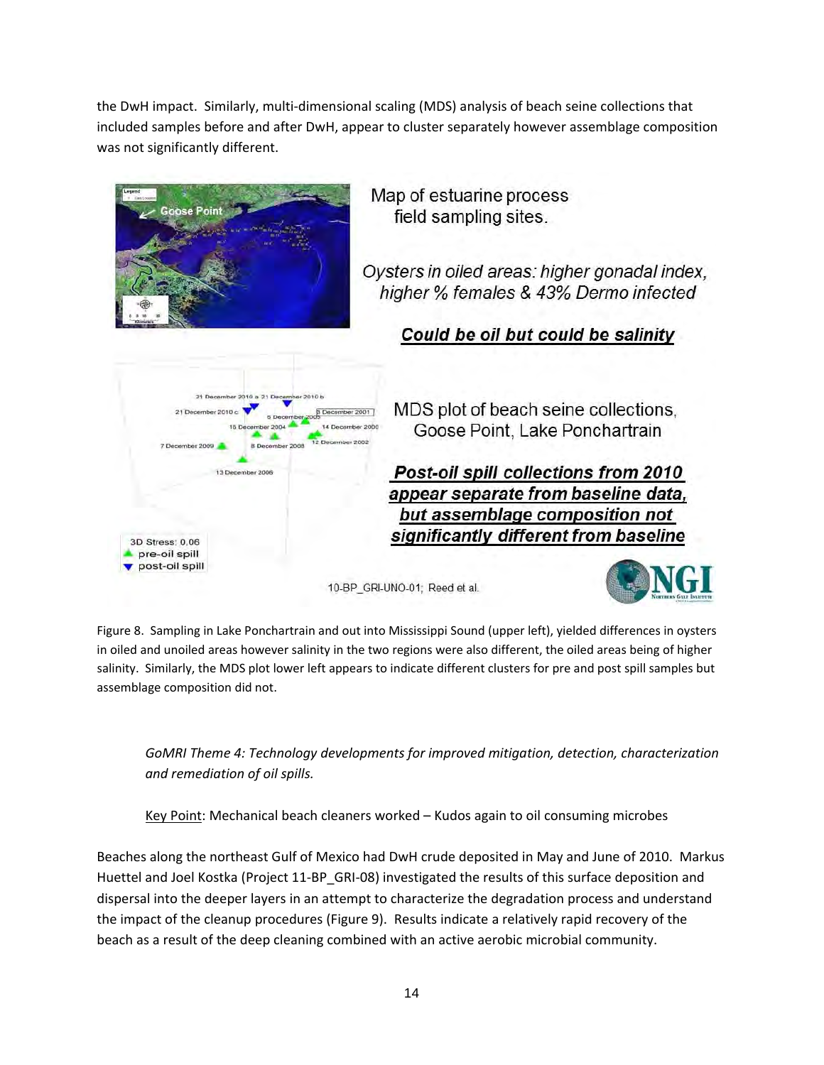the DwH impact. Similarly, multi-dimensional scaling (MDS) analysis of beach seine collections that included samples before and after DwH, appear to cluster separately however assemblage composition was not significantly different.

Figure 8. Sampling in Lake Ponchartrain and out into Mississippi Sound (upper left), yielded differences in oysters in oiled and unoiled areas however salinity in the two regions were also different, the oiled areas being of higher salinity. Similarly, the MDS plot lower left appears to indicate different clusters for pre and post spill samples but assemblage composition did not.

*GoMRI Theme 4: Technology developments for improved mitigation, detection, characterization and remediation of oil spills.*

Key Point: Mechanical beach cleaners worked – Kudos again to oil consuming microbes

Beaches along the northeast Gulf of Mexico had DwH crude deposited in May and June of 2010. Markus Huettel and Joel Kostka (Project 11-BP_GRI-08) investigated the results of this surface deposition and dispersal into the deeper layers in an attempt to characterize the degradation process and understand the impact of the cleanup procedures (Figure 9). Results indicate a relatively rapid recovery of the beach as a result of the deep cleaning combined with an active aerobic microbial community.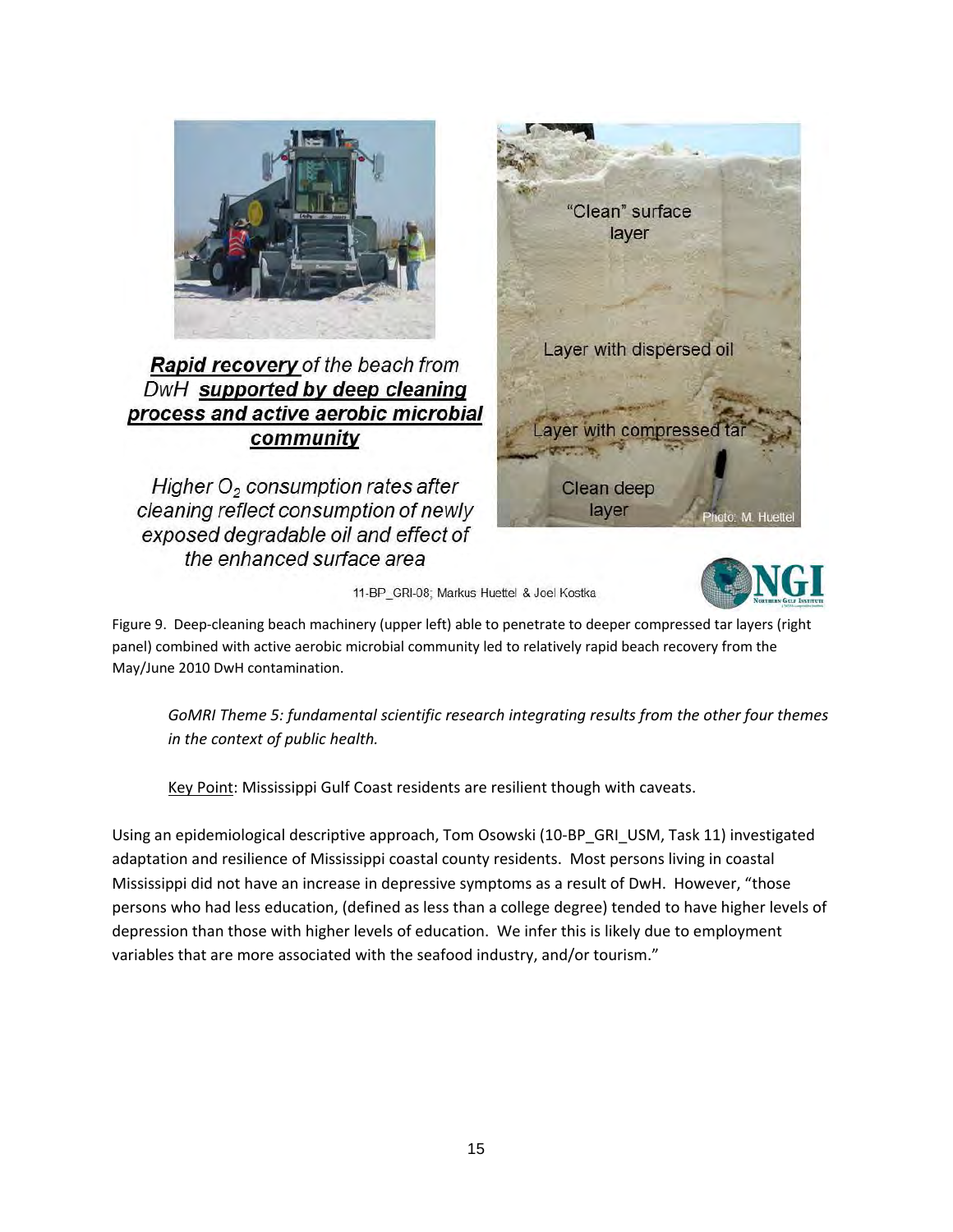**Rapid recovery** of the beach from DwH **supported by deep cleaning process and active aerobic microbial community**

*Higher $O_2$ consumption rates after cleaning reflect consumption of newly exposed degradable oil and effect of the enhanced surface area*

"Clean" surface layer

Layer with dispersed oil

Layer with compressed tar

Clean deep layer

Photo: M. Huettel

11-BP_GRI-08; Markus Huettel & Joel Kostka

Figure 9. Deep-cleaning beach machinery (upper left) able to penetrate to deeper compressed tar layers (right panel) combined with active aerobic microbial community led to relatively rapid beach recovery from the May/June 2010 DwH contamination.

> *GoMRI Theme 5: fundamental scientific research integrating results from the other four themes in the context of public health.*
>
> Key Point: Mississippi Gulf Coast residents are resilient though with caveats.

Using an epidemiological descriptive approach, Tom Osowski (10-BP_GRI_USM, Task 11) investigated adaptation and resilience of Mississippi coastal county residents. Most persons living in coastal Mississippi did not have an increase in depressive symptoms as a result of DwH. However, "those persons who had less education, (defined as less than a college degree) tended to have higher levels of depression than those with higher levels of education. We infer this is likely due to employment variables that are more associated with the seafood industry, and/or tourism."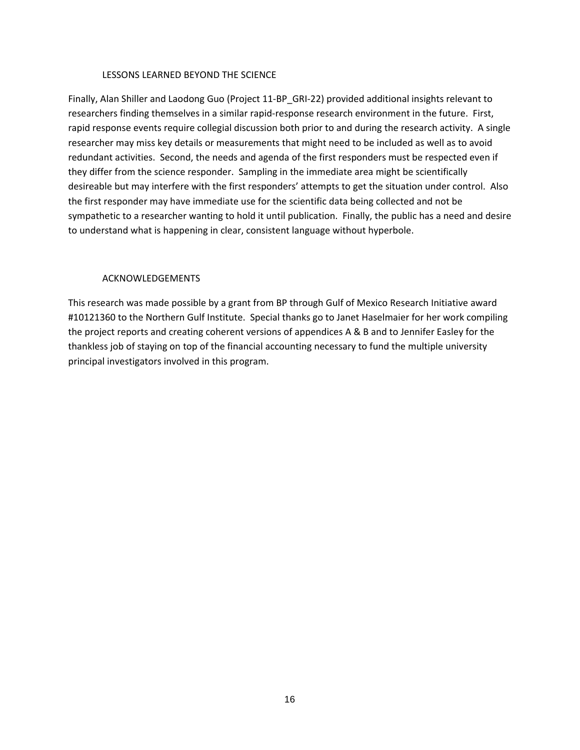## LESSONS LEARNED BEYOND THE SCIENCE

Finally, Alan Shiller and Laodong Guo (Project 11-BP_GRI-22) provided additional insights relevant to researchers finding themselves in a similar rapid-response research environment in the future. First, rapid response events require collegial discussion both prior to and during the research activity. A single researcher may miss key details or measurements that might need to be included as well as to avoid redundant activities. Second, the needs and agenda of the first responders must be respected even if they differ from the science responder. Sampling in the immediate area might be scientifically desireable but may interfere with the first responders' attempts to get the situation under control. Also the first responder may have immediate use for the scientific data being collected and not be sympathetic to a researcher wanting to hold it until publication. Finally, the public has a need and desire to understand what is happening in clear, consistent language without hyperbole.

## ACKNOWLEDGEMENTS

This research was made possible by a grant from BP through Gulf of Mexico Research Initiative award #10121360 to the Northern Gulf Institute. Special thanks go to Janet Haselmaier for her work compiling the project reports and creating coherent versions of appendices A & B and to Jennifer Easley for the thankless job of staying on top of the financial accounting necessary to fund the multiple university principal investigators involved in this program.